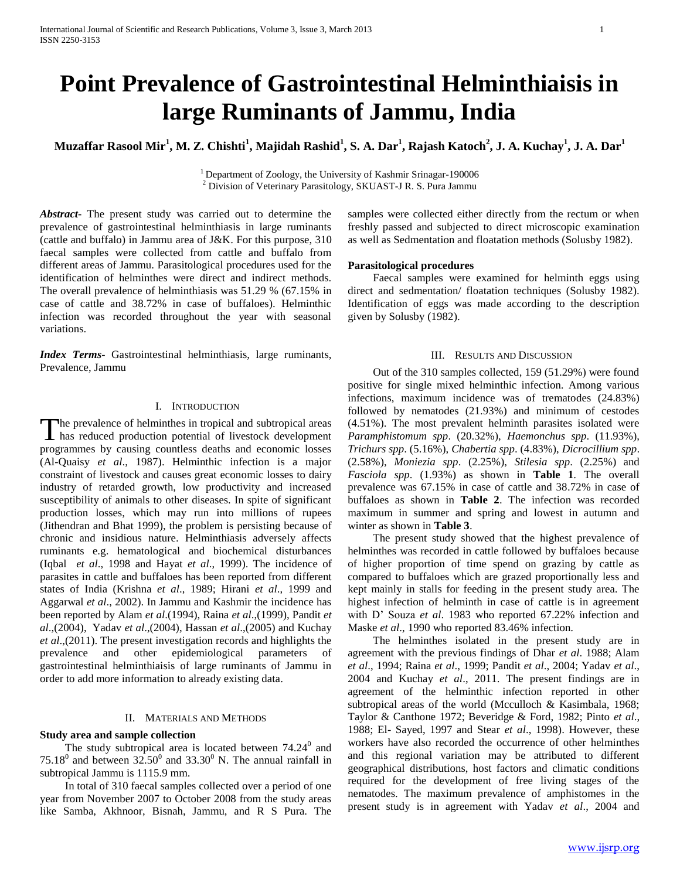# Point Prevalence of Gastrointestinal Helminthiaisis in large Ruminants of Jammu, India

**Muzaffar Rasool Mir[1], M. Z. Chishti[1], Majidah Rashid[1], S. A. Dar[1], Rajash Katoch[2], J. A. Kuchay[1], J. A. Dar[1]**

[1] Department of Zoology, the University of Kashmir Srinagar-190006
[2] Division of Veterinary Parasitology, SKUAST-J R. S. Pura Jammu

***Abstract-*** The present study was carried out to determine the prevalence of gastrointestinal helminthiasis in large ruminants (cattle and buffalo) in Jammu area of J&K. For this purpose, 310 faecal samples were collected from cattle and buffalo from different areas of Jammu. Parasitological procedures used for the identification of helminthes were direct and indirect methods. The overall prevalence of helminthiasis was 51.29 % (67.15% in case of cattle and 38.72% in case of buffaloes). Helminthic infection was recorded throughout the year with seasonal variations.

***Index Terms-*** Gastrointestinal helminthiasis, large ruminants, Prevalence, Jammu

## I. Introduction

The prevalence of helminthes in tropical and subtropical areas has reduced production potential of livestock development programmes by causing countless deaths and economic losses (Al-Quaisy *et al*., 1987). Helminthic infection is a major constraint of livestock and causes great economic losses to dairy industry of retarded growth, low productivity and increased susceptibility of animals to other diseases. In spite of significant production losses, which may run into millions of rupees (Jithendran and Bhat 1999), the problem is persisting because of chronic and insidious nature. Helminthiasis adversely affects ruminants e.g. hematological and biochemical disturbances (Iqbal *et al*., 1998 and Hayat *et al*., 1999). The incidence of parasites in cattle and buffaloes has been reported from different states of India (Krishna *et al*., 1989; Hirani *et al*., 1999 and Aggarwal *et al*., 2002). In Jammu and Kashmir the incidence has been reported by Alam *et al*.(1994), Raina *et al*.,(1999), Pandit *et al*.,(2004), Yadav *et al*.,(2004), Hassan *et al*.,(2005) and Kuchay *et al*.,(2011). The present investigation records and highlights the prevalence and other epidemiological parameters of gastrointestinal helminthiaisis of large ruminants of Jammu in order to add more information to already existing data.

## II. Materials and Methods

### Study area and sample collection

The study subtropical area is located between $74.24^0$ and $75.18^0$ and between $32.50^0$ and $33.30^0$ N. The annual rainfall in subtropical Jammu is 1115.9 mm.

In total of 310 faecal samples collected over a period of one year from November 2007 to October 2008 from the study areas like Samba, Akhnoor, Bisnah, Jammu, and R S Pura. The samples were collected either directly from the rectum or when freshly passed and subjected to direct microscopic examination as well as Sedmentation and floatation methods (Solusby 1982).

### Parasitological procedures

Faecal samples were examined for helminth eggs using direct and sedmentation/ floatation techniques (Solusby 1982). Identification of eggs was made according to the description given by Solusby (1982).

## III. Results and Discussion

Out of the 310 samples collected, 159 (51.29%) were found positive for single mixed helminthic infection. Among various infections, maximum incidence was of trematodes (24.83%) followed by nematodes (21.93%) and minimum of cestodes (4.51%). The most prevalent helminth parasites isolated were *Paramphistomum spp*. (20.32%), *Haemonchus spp*. (11.93%), *Trichurs spp*. (5.16%), *Chabertia spp*. (4.83%), *Dicrocillium spp*. (2.58%), *Moniezia spp*. (2.25%), *Stilesia spp*. (2.25%) and *Fasciola spp*. (1.93%) as shown in **Table 1**. The overall prevalence was 67.15% in case of cattle and 38.72% in case of buffaloes as shown in **Table 2**. The infection was recorded maximum in summer and spring and lowest in autumn and winter as shown in **Table 3**.

The present study showed that the highest prevalence of helminthes was recorded in cattle followed by buffaloes because of higher proportion of time spend on grazing by cattle as compared to buffaloes which are grazed proportionally less and kept mainly in stalls for feeding in the present study area. The highest infection of helminth in case of cattle is in agreement with D' Souza *et al*. 1983 who reported 67.22% infection and Maske *et al*., 1990 who reported 83.46% infection.

The helminthes isolated in the present study are in agreement with the previous findings of Dhar *et al*. 1988; Alam *et al*., 1994; Raina *et al*., 1999; Pandit *et al*., 2004; Yadav *et al*., 2004 and Kuchay *et al*., 2011. The present findings are in agreement of the helminthic infection reported in other subtropical areas of the world (Mcculloch & Kasimbala, 1968; Taylor & Canthone 1972; Beveridge & Ford, 1982; Pinto *et al*., 1988; El- Sayed, 1997 and Stear *et al*., 1998). However, these workers have also recorded the occurrence of other helminthes and this regional variation may be attributed to different geographical distributions, host factors and climatic conditions required for the development of free living stages of the nematodes. The maximum prevalence of amphistomes in the present study is in agreement with Yadav *et al*., 2004 and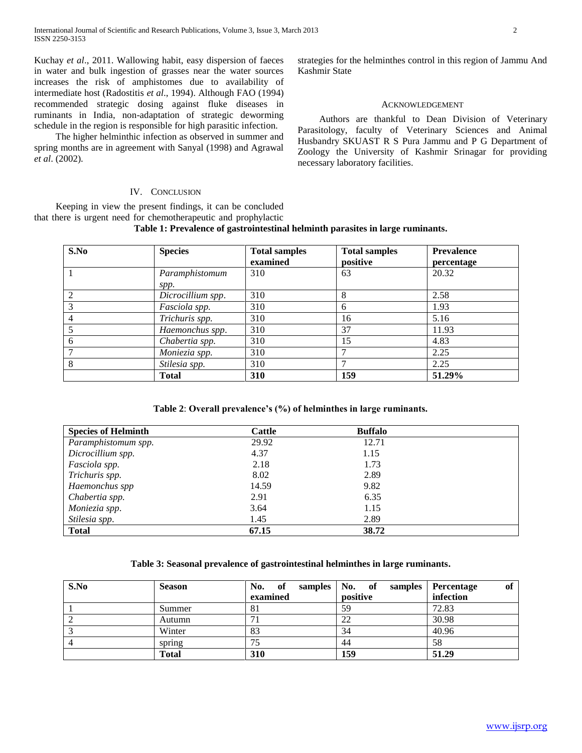Kuchay *et al*., 2011. Wallowing habit, easy dispersion of faeces in water and bulk ingestion of grasses near the water sources increases the risk of amphistomes due to availability of intermediate host (Radostitis *et al*., 1994). Although FAO (1994) recommended strategic dosing against fluke diseases in ruminants in India, non-adaptation of strategic deworming schedule in the region is responsible for high parasitic infection.

The higher helminthic infection as observed in summer and spring months are in agreement with Sanyal (1998) and Agrawal *et al*. (2002).

## IV. Conclusion

Keeping in view the present findings, it can be concluded that there is urgent need for chemotherapeutic and prophylactic strategies for the helminthes control in this region of Jammu And Kashmir State

## Acknowledgement

Authors are thankful to Dean Division of Veterinary Parasitology, faculty of Veterinary Sciences and Animal Husbandry SKUAST R S Pura Jammu and P G Department of Zoology the University of Kashmir Srinagar for providing necessary laboratory facilities.

**Table 1: Prevalence of gastrointestinal helminth parasites in large ruminants.**

| S.No | Species | Total samples examined | Total samples positive | Prevalence percentage |
|---|---|---|---|---|
| 1 | *Paramphistomum spp.* | 310 | 63 | 20.32 |
| 2 | *Dicrocillium spp*. | 310 | 8 | 2.58 |
| 3 | *Fasciola spp.* | 310 | 6 | 1.93 |
| 4 | *Trichuris spp.* | 310 | 16 | 5.16 |
| 5 | *Haemonchus spp*. | 310 | 37 | 11.93 |
| 6 | *Chabertia spp.* | 310 | 15 | 4.83 |
| 7 | *Moniezia spp.* | 310 | 7 | 2.25 |
| 8 | *Stilesia spp.* | 310 | 7 | 2.25 |
| | **Total** | **310** | **159** | **51.29%** |

**Table 2**: **Overall prevalence's (%) of helminthes in large ruminants.**

| Species of Helminth | Cattle | Buffalo |
|---|---|---|
| *Paramphistomum spp.* | 29.92 | 12.71 |
| *Dicrocillium spp.* | 4.37 | 1.15 |
| *Fasciola spp.* | 2.18 | 1.73 |
| *Trichuris spp.* | 8.02 | 2.89 |
| *Haemonchus spp* | 14.59 | 9.82 |
| *Chabertia spp.* | 2.91 | 6.35 |
| *Moniezia spp*. | 3.64 | 1.15 |
| *Stilesia spp*. | 1.45 | 2.89 |
| **Total** | **67.15** | **38.72** |

**Table 3: Seasonal prevalence of gastrointestinal helminthes in large ruminants.**

| S.No | Season | No. of samples examined | No. of samples positive | Percentage of infection |
|---|---|---|---|---|
| 1 | Summer | 81 | 59 | 72.83 |
| 2 | Autumn | 71 | 22 | 30.98 |
| 3 | Winter | 83 | 34 | 40.96 |
| 4 | spring | 75 | 44 | 58 |
| | **Total** | **310** | **159** | **51.29** |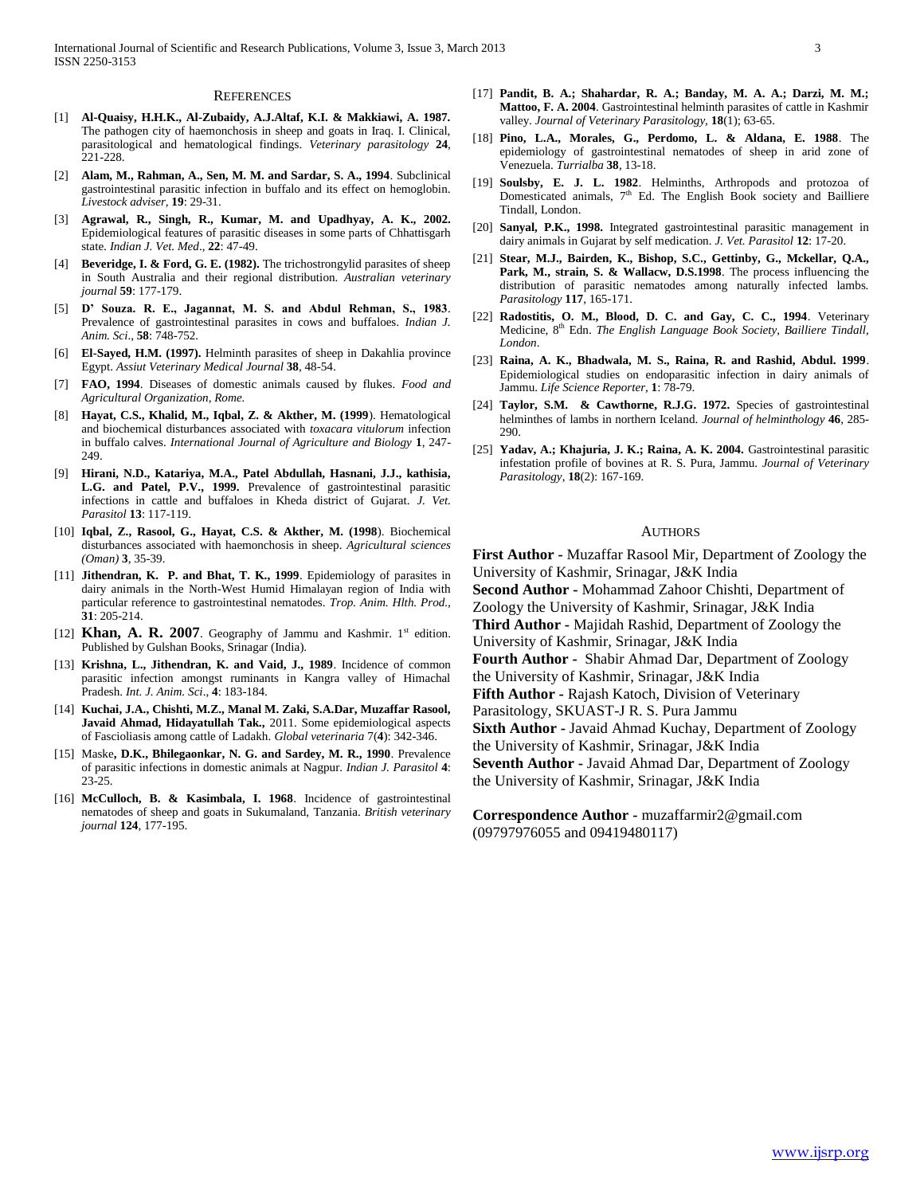## References

[1] **Al-Quaisy, H.H.K., Al-Zubaidy, A.J.Altaf, K.I. & Makkiawi, A. 1987.** The pathogen city of haemonchosis in sheep and goats in Iraq. I. Clinical, parasitological and hematological findings. *Veterinary parasitology* **24**, 221-228.

[2] **Alam, M., Rahman, A., Sen, M. M. and Sardar, S. A., 1994**. Subclinical gastrointestinal parasitic infection in buffalo and its effect on hemoglobin. *Livestock adviser*, **19**: 29-31.

[3] **Agrawal, R., Singh, R., Kumar, M. and Upadhyay, A. K., 2002.** Epidemiological features of parasitic diseases in some parts of Chhattisgarh state. *Indian J. Vet. Med*., **22**: 47-49.

[4] **Beveridge, I. & Ford, G. E. (1982).** The trichostrongylid parasites of sheep in South Australia and their regional distribution. *Australian veterinary journal* **59**: 177-179.

[5] **D' Souza. R. E., Jagannat, M. S. and Abdul Rehman, S., 1983**. Prevalence of gastrointestinal parasites in cows and buffaloes. *Indian J. Anim. Sci*., **58**: 748-752.

[6] **El-Sayed, H.M. (1997).** Helminth parasites of sheep in Dakahlia province Egypt. *Assiut Veterinary Medical Journal* **38**, 48-54.

[7] **FAO, 1994**. Diseases of domestic animals caused by flukes. *Food and Agricultural Organization, Rome.*

[8] **Hayat, C.S., Khalid, M., Iqbal, Z. & Akther, M. (1999**). Hematological and biochemical disturbances associated with *toxacara vitulorum* infection in buffalo calves. *International Journal of Agriculture and Biology* **1**, 247-249.

[9] **Hirani, N.D., Katariya, M.A., Patel Abdullah, Hasnani, J.J., kathisia, L.G. and Patel, P.V., 1999.** Prevalence of gastrointestinal parasitic infections in cattle and buffaloes in Kheda district of Gujarat. *J. Vet. Parasitol* **13**: 117-119.

[10] **Iqbal, Z., Rasool, G., Hayat, C.S. & Akther, M. (1998**). Biochemical disturbances associated with haemonchosis in sheep. *Agricultural sciences (Oman)* **3**, 35-39.

[11] **Jithendran, K. P. and Bhat, T. K., 1999**. Epidemiology of parasites in dairy animals in the North-West Humid Himalayan region of India with particular reference to gastrointestinal nematodes. *Trop. Anim. Hlth. Prod.*, **31**: 205-214.

[12] **Khan, A. R. 2007**. Geography of Jammu and Kashmir. 1st edition. Published by Gulshan Books, Srinagar (India).

[13] **Krishna, L., Jithendran, K. and Vaid, J., 1989**. Incidence of common parasitic infection amongst ruminants in Kangra valley of Himachal Pradesh. *Int. J. Anim. Sci*., **4**: 183-184.

[14] **Kuchai, J.A., Chishti, M.Z., Manal M. Zaki, S.A.Dar, Muzaffar Rasool, Javaid Ahmad, Hidayatullah Tak.,** 2011. Some epidemiological aspects of Fascioliasis among cattle of Ladakh. *Global veterinaria* 7(**4**): 342-346.

[15] Maske**, D.K., Bhilegaonkar, N. G. and Sardey, M. R., 1990**. Prevalence of parasitic infections in domestic animals at Nagpur. *Indian J. Parasitol* **4**: 23-25.

[16] **McCulloch, B. & Kasimbala, I. 1968**. Incidence of gastrointestinal nematodes of sheep and goats in Sukumaland, Tanzania. *British veterinary journal* **124**, 177-195.

[17] **Pandit, B. A.; Shahardar, R. A.; Banday, M. A. A.; Darzi, M. M.; Mattoo, F. A. 2004**. Gastrointestinal helminth parasites of cattle in Kashmir valley. *Journal of Veterinary Parasitology*, **18**(1); 63-65.

[18] **Pino, L.A., Morales, G., Perdomo, L. & Aldana, E. 1988**. The epidemiology of gastrointestinal nematodes of sheep in arid zone of Venezuela. *Turrialba* **38**, 13-18.

[19] **Soulsby, E. J. L. 1982**. Helminths, Arthropods and protozoa of Domesticated animals, 7th Ed. The English Book society and Bailliere Tindall, London.

[20] **Sanyal, P.K., 1998.** Integrated gastrointestinal parasitic management in dairy animals in Gujarat by self medication. *J. Vet. Parasitol* **12**: 17-20.

[21] **Stear, M.J., Bairden, K., Bishop, S.C., Gettinby, G., Mckellar, Q.A., Park, M., strain, S. & Wallacw, D.S.1998**. The process influencing the distribution of parasitic nematodes among naturally infected lambs. *Parasitology* **117**, 165-171.

[22] **Radostitis, O. M., Blood, D. C. and Gay, C. C., 1994**. Veterinary Medicine, 8th Edn. *The English Language Book Society, Bailliere Tindall, London*.

[23] **Raina, A. K., Bhadwala, M. S., Raina, R. and Rashid, Abdul. 1999**. Epidemiological studies on endoparasitic infection in dairy animals of Jammu. *Life Science Reporter*, **1**: 78-79.

[24] **Taylor, S.M. & Cawthorne, R.J.G. 1972.** Species of gastrointestinal helminthes of lambs in northern Iceland. *Journal of helminthology* **46**, 285-290.

[25] **Yadav, A.; Khajuria, J. K.; Raina, A. K. 2004.** Gastrointestinal parasitic infestation profile of bovines at R. S. Pura, Jammu. *Journal of Veterinary Parasitology*, **18**(2): 167-169.

## Authors

**First Author -** Muzaffar Rasool Mir, Department of Zoology the University of Kashmir, Srinagar, J&K India

**Second Author -** Mohammad Zahoor Chishti, Department of Zoology the University of Kashmir, Srinagar, J&K India

**Third Author -** Majidah Rashid, Department of Zoology the University of Kashmir, Srinagar, J&K India

**Fourth Author -** Shabir Ahmad Dar, Department of Zoology the University of Kashmir, Srinagar, J&K India

**Fifth Author -** Rajash Katoch, Division of Veterinary Parasitology, SKUAST-J R. S. Pura Jammu

**Sixth Author -** Javaid Ahmad Kuchay, Department of Zoology the University of Kashmir, Srinagar, J&K India

**Seventh Author -** Javaid Ahmad Dar, Department of Zoology the University of Kashmir, Srinagar, J&K India

**Correspondence Author -** muzaffarmir2@gmail.com (09797976055 and 09419480117)